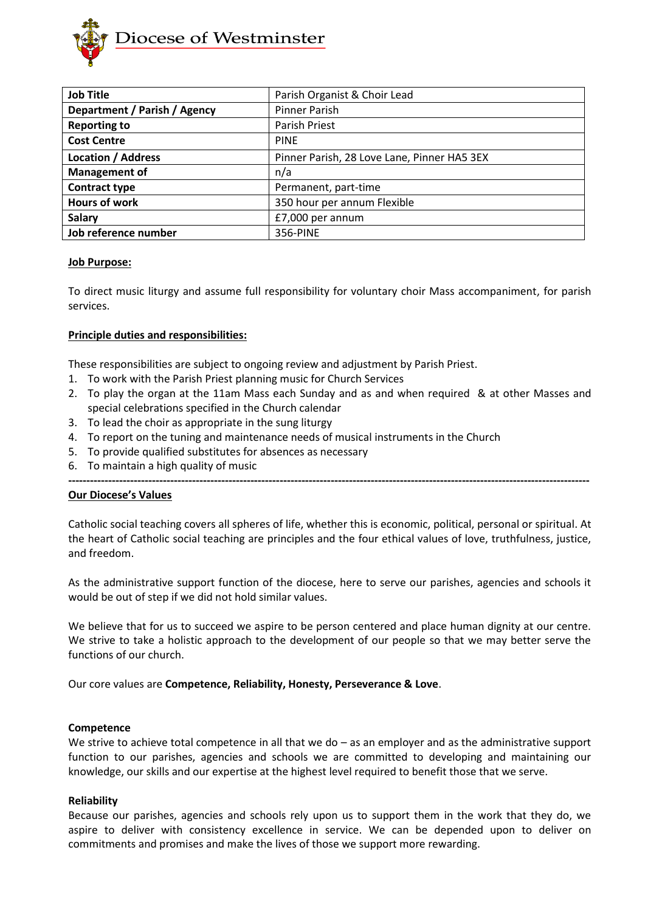# Diocese of Westminster

| Job Title | Parish Organist & Choir Lead |
|---|---|
| Department / Parish / Agency | Pinner Parish |
| Reporting to | Parish Priest |
| Cost Centre | PINE |
| Location / Address | Pinner Parish, 28 Love Lane, Pinner HA5 3EX |
| Management of | n/a |
| Contract type | Permanent, part-time |
| Hours of work | 350 hour per annum Flexible |
| Salary | £7,000 per annum |
| Job reference number | 356-PINE |

**Job Purpose:**

To direct music liturgy and assume full responsibility for voluntary choir Mass accompaniment, for parish services.

**Principle duties and responsibilities:**

These responsibilities are subject to ongoing review and adjustment by Parish Priest.

1. To work with the Parish Priest planning music for Church Services
2. To play the organ at the 11am Mass each Sunday and as and when required & at other Masses and special celebrations specified in the Church calendar
3. To lead the choir as appropriate in the sung liturgy
4. To report on the tuning and maintenance needs of musical instruments in the Church
5. To provide qualified substitutes for absences as necessary
6. To maintain a high quality of music

---

**Our Diocese's Values**

Catholic social teaching covers all spheres of life, whether this is economic, political, personal or spiritual. At the heart of Catholic social teaching are principles and the four ethical values of love, truthfulness, justice, and freedom.

As the administrative support function of the diocese, here to serve our parishes, agencies and schools it would be out of step if we did not hold similar values.

We believe that for us to succeed we aspire to be person centered and place human dignity at our centre. We strive to take a holistic approach to the development of our people so that we may better serve the functions of our church.

Our core values are **Competence, Reliability, Honesty, Perseverance & Love**.

**Competence**
We strive to achieve total competence in all that we do – as an employer and as the administrative support function to our parishes, agencies and schools we are committed to developing and maintaining our knowledge, our skills and our expertise at the highest level required to benefit those that we serve.

**Reliability**
Because our parishes, agencies and schools rely upon us to support them in the work that they do, we aspire to deliver with consistency excellence in service. We can be depended upon to deliver on commitments and promises and make the lives of those we support more rewarding.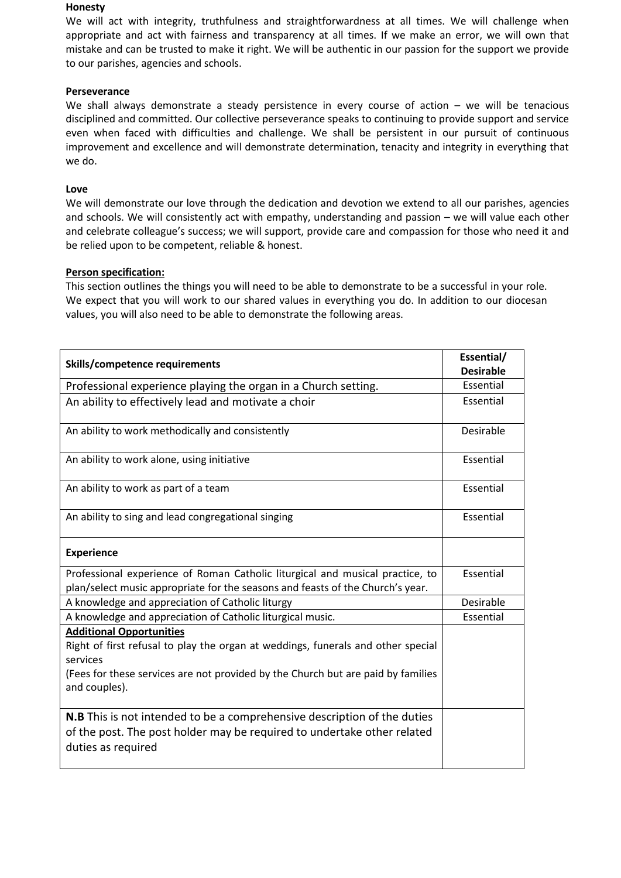**Honesty**

We will act with integrity, truthfulness and straightforwardness at all times. We will challenge when appropriate and act with fairness and transparency at all times. If we make an error, we will own that mistake and can be trusted to make it right. We will be authentic in our passion for the support we provide to our parishes, agencies and schools.

**Perseverance**

We shall always demonstrate a steady persistence in every course of action – we will be tenacious disciplined and committed. Our collective perseverance speaks to continuing to provide support and service even when faced with difficulties and challenge. We shall be persistent in our pursuit of continuous improvement and excellence and will demonstrate determination, tenacity and integrity in everything that we do.

**Love**

We will demonstrate our love through the dedication and devotion we extend to all our parishes, agencies and schools. We will consistently act with empathy, understanding and passion – we will value each other and celebrate colleague's success; we will support, provide care and compassion for those who need it and be relied upon to be competent, reliable & honest.

**Person specification:**

This section outlines the things you will need to be able to demonstrate to be a successful in your role. We expect that you will work to our shared values in everything you do. In addition to our diocesan values, you will also need to be able to demonstrate the following areas.

| Skills/competence requirements | Essential/ Desirable |
|---|---|
| Professional experience playing the organ in a Church setting. | Essential |
| An ability to effectively lead and motivate a choir | Essential |
| An ability to work methodically and consistently | Desirable |
| An ability to work alone, using initiative | Essential |
| An ability to work as part of a team | Essential |
| An ability to sing and lead congregational singing | Essential |
| **Experience** | |
| Professional experience of Roman Catholic liturgical and musical practice, to plan/select music appropriate for the seasons and feasts of the Church's year. | Essential |
| A knowledge and appreciation of Catholic liturgy | Desirable |
| A knowledge and appreciation of Catholic liturgical music. | Essential |
| **Additional Opportunities** Right of first refusal to play the organ at weddings, funerals and other special services (Fees for these services are not provided by the Church but are paid by families and couples). | |
| **N.B** This is not intended to be a comprehensive description of the duties of the post. The post holder may be required to undertake other related duties as required | |